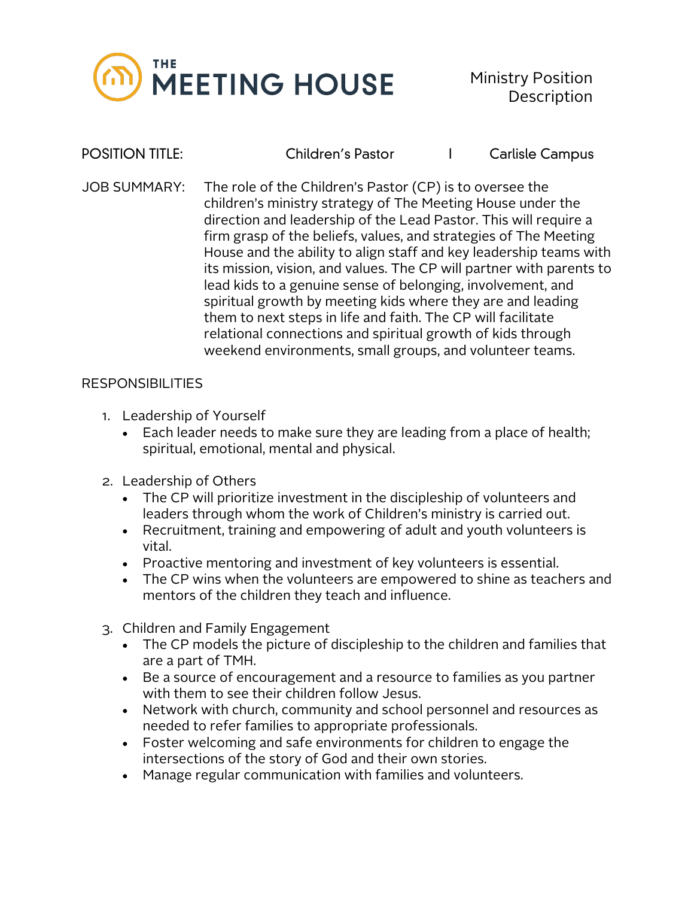# THE MEETING HOUSE

Ministry Position Description

**POSITION TITLE:** Children's Pastor | Carlisle Campus

**JOB SUMMARY:** The role of the Children's Pastor (CP) is to oversee the children's ministry strategy of The Meeting House under the direction and leadership of the Lead Pastor. This will require a firm grasp of the beliefs, values, and strategies of The Meeting House and the ability to align staff and key leadership teams with its mission, vision, and values. The CP will partner with parents to lead kids to a genuine sense of belonging, involvement, and spiritual growth by meeting kids where they are and leading them to next steps in life and faith. The CP will facilitate relational connections and spiritual growth of kids through weekend environments, small groups, and volunteer teams.

## RESPONSIBILITIES

1. Leadership of Yourself
   - Each leader needs to make sure they are leading from a place of health; spiritual, emotional, mental and physical.

2. Leadership of Others
   - The CP will prioritize investment in the discipleship of volunteers and leaders through whom the work of Children's ministry is carried out.
   - Recruitment, training and empowering of adult and youth volunteers is vital.
   - Proactive mentoring and investment of key volunteers is essential.
   - The CP wins when the volunteers are empowered to shine as teachers and mentors of the children they teach and influence.

3. Children and Family Engagement
   - The CP models the picture of discipleship to the children and families that are a part of TMH.
   - Be a source of encouragement and a resource to families as you partner with them to see their children follow Jesus.
   - Network with church, community and school personnel and resources as needed to refer families to appropriate professionals.
   - Foster welcoming and safe environments for children to engage the intersections of the story of God and their own stories.
   - Manage regular communication with families and volunteers.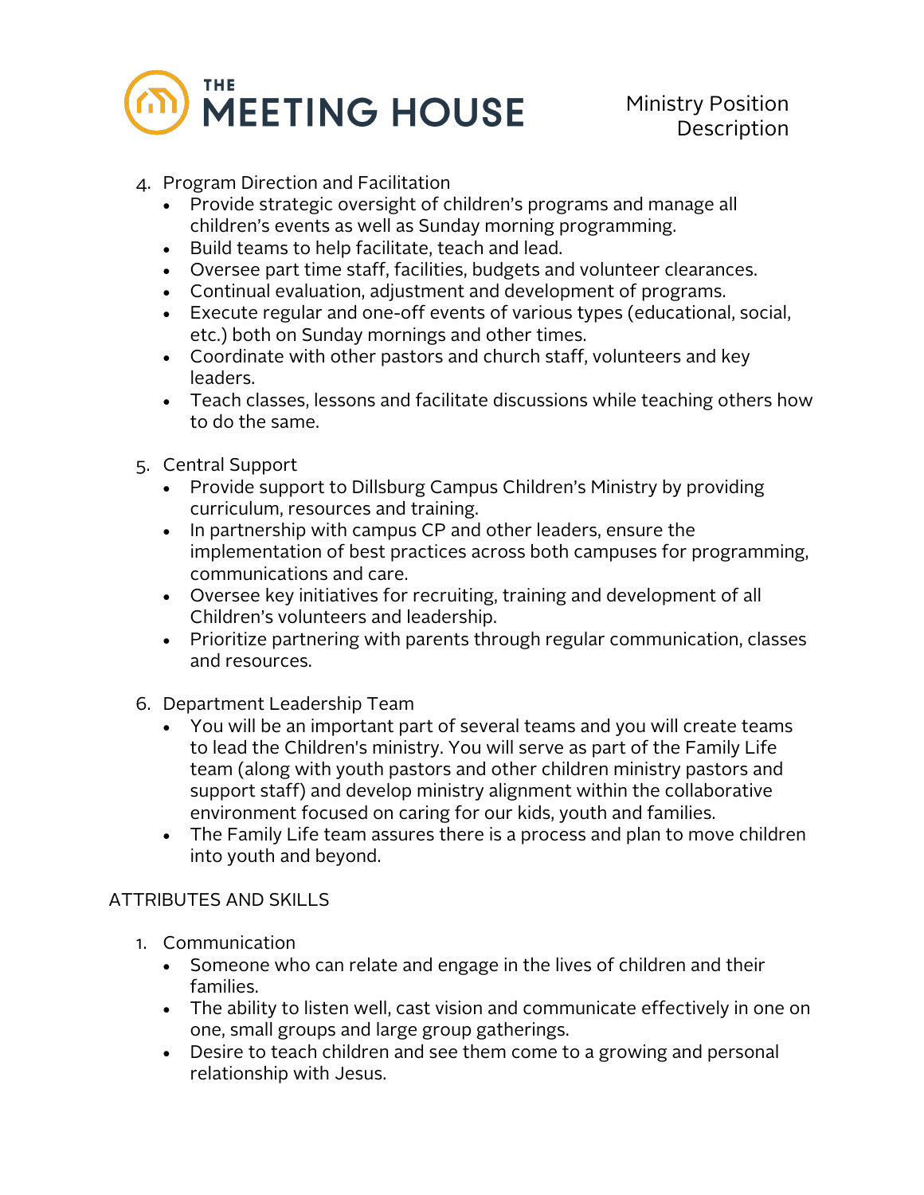4. Program Direction and Facilitation
    - Provide strategic oversight of children's programs and manage all children's events as well as Sunday morning programming.
    - Build teams to help facilitate, teach and lead.
    - Oversee part time staff, facilities, budgets and volunteer clearances.
    - Continual evaluation, adjustment and development of programs.
    - Execute regular and one-off events of various types (educational, social, etc.) both on Sunday mornings and other times.
    - Coordinate with other pastors and church staff, volunteers and key leaders.
    - Teach classes, lessons and facilitate discussions while teaching others how to do the same.

5. Central Support
    - Provide support to Dillsburg Campus Children's Ministry by providing curriculum, resources and training.
    - In partnership with campus CP and other leaders, ensure the implementation of best practices across both campuses for programming, communications and care.
    - Oversee key initiatives for recruiting, training and development of all Children's volunteers and leadership.
    - Prioritize partnering with parents through regular communication, classes and resources.

6. Department Leadership Team
    - You will be an important part of several teams and you will create teams to lead the Children's ministry. You will serve as part of the Family Life team (along with youth pastors and other children ministry pastors and support staff) and develop ministry alignment within the collaborative environment focused on caring for our kids, youth and families.
    - The Family Life team assures there is a process and plan to move children into youth and beyond.

## ATTRIBUTES AND SKILLS

1. Communication
    - Someone who can relate and engage in the lives of children and their families.
    - The ability to listen well, cast vision and communicate effectively in one on one, small groups and large group gatherings.
    - Desire to teach children and see them come to a growing and personal relationship with Jesus.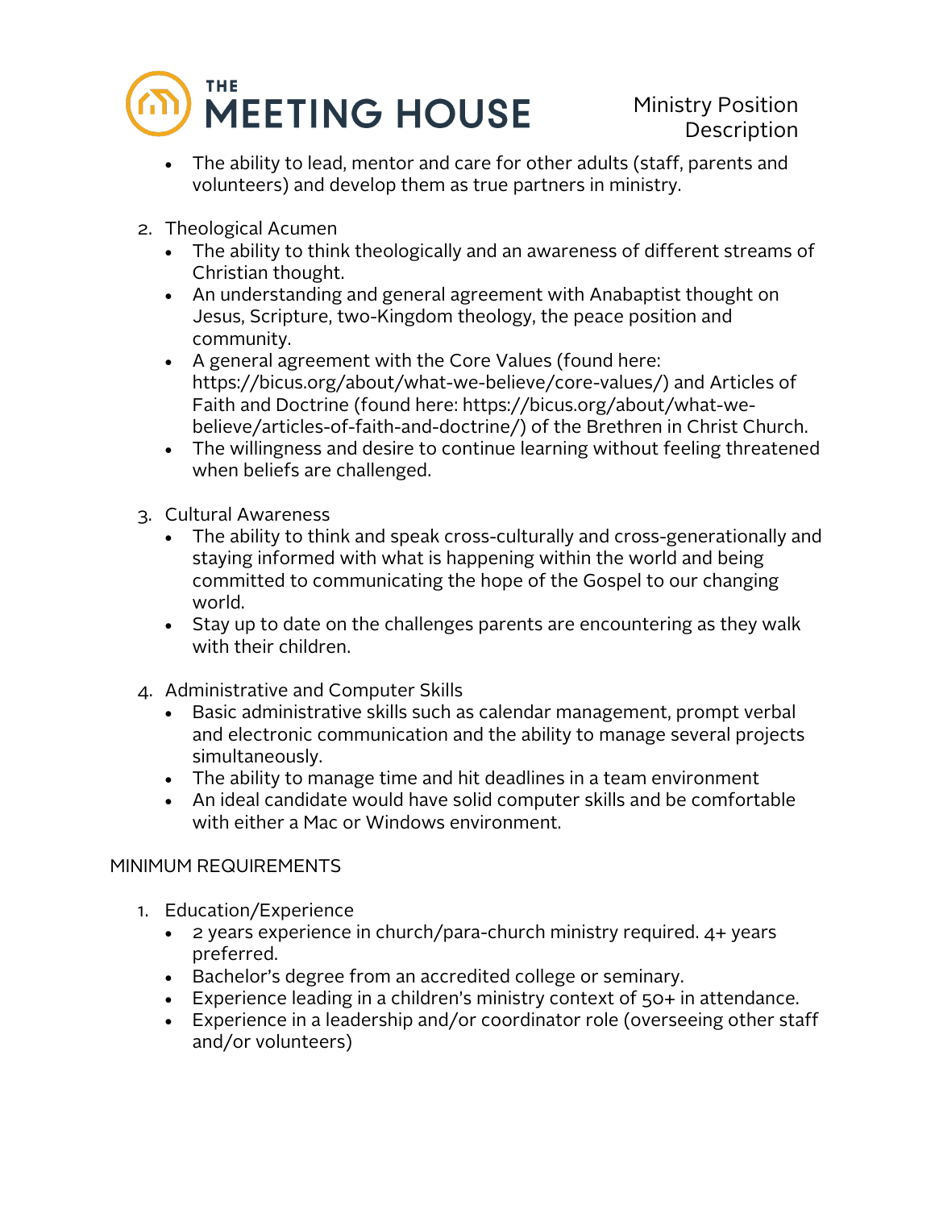- The ability to lead, mentor and care for other adults (staff, parents and volunteers) and develop them as true partners in ministry.

2. Theological Acumen
   - The ability to think theologically and an awareness of different streams of Christian thought.
   - An understanding and general agreement with Anabaptist thought on Jesus, Scripture, two-Kingdom theology, the peace position and community.
   - A general agreement with the Core Values (found here: https://bicus.org/about/what-we-believe/core-values/) and Articles of Faith and Doctrine (found here: https://bicus.org/about/what-we-believe/articles-of-faith-and-doctrine/) of the Brethren in Christ Church.
   - The willingness and desire to continue learning without feeling threatened when beliefs are challenged.

3. Cultural Awareness
   - The ability to think and speak cross-culturally and cross-generationally and staying informed with what is happening within the world and being committed to communicating the hope of the Gospel to our changing world.
   - Stay up to date on the challenges parents are encountering as they walk with their children.

4. Administrative and Computer Skills
   - Basic administrative skills such as calendar management, prompt verbal and electronic communication and the ability to manage several projects simultaneously.
   - The ability to manage time and hit deadlines in a team environment
   - An ideal candidate would have solid computer skills and be comfortable with either a Mac or Windows environment.

MINIMUM REQUIREMENTS

1. Education/Experience
   - 2 years experience in church/para-church ministry required. 4+ years preferred.
   - Bachelor's degree from an accredited college or seminary.
   - Experience leading in a children's ministry context of 50+ in attendance.
   - Experience in a leadership and/or coordinator role (overseeing other staff and/or volunteers)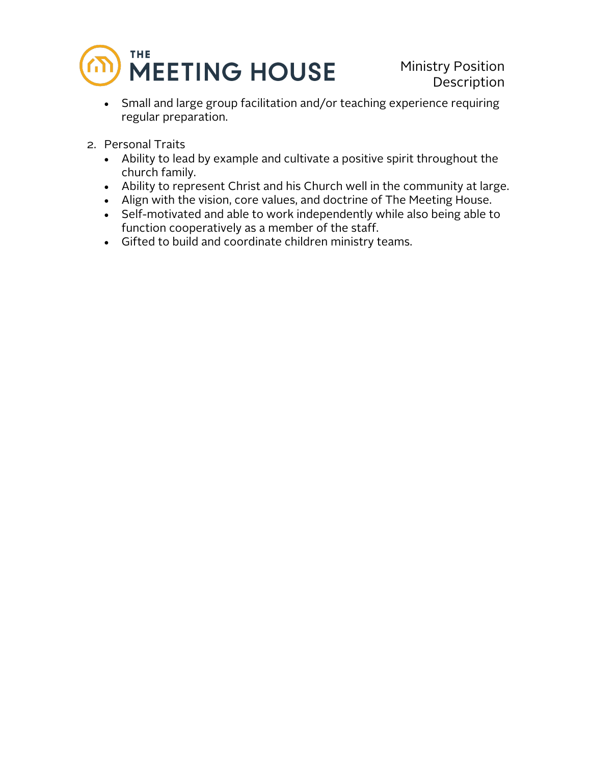- Small and large group facilitation and/or teaching experience requiring regular preparation.

2. Personal Traits
    - Ability to lead by example and cultivate a positive spirit throughout the church family.
    - Ability to represent Christ and his Church well in the community at large.
    - Align with the vision, core values, and doctrine of The Meeting House.
    - Self-motivated and able to work independently while also being able to function cooperatively as a member of the staff.
    - Gifted to build and coordinate children ministry teams.